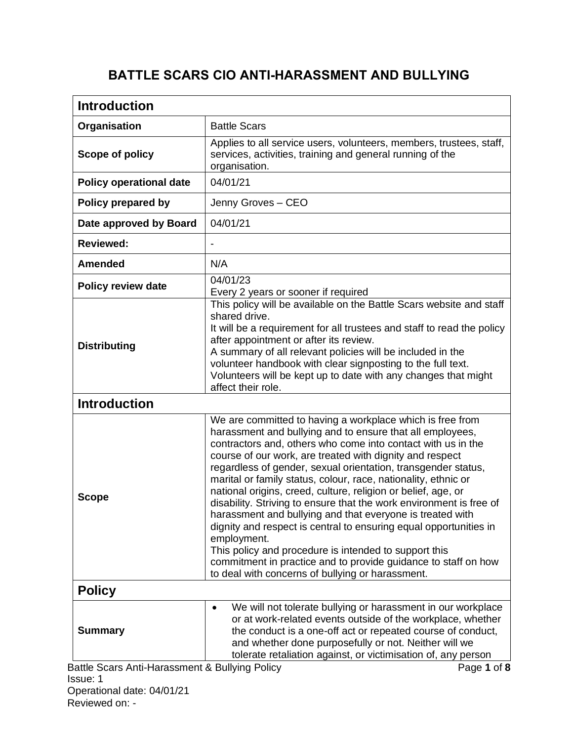# BATTLE SCARS CIO ANTI-HARASSMENT AND BULLYING

| **Introduction** | |
|---|---|
| **Organisation** | Battle Scars |
| **Scope of policy** | Applies to all service users, volunteers, members, trustees, staff, services, activities, training and general running of the organisation. |
| **Policy operational date** | 04/01/21 |
| **Policy prepared by** | Jenny Groves – CEO |
| **Date approved by Board** | 04/01/21 |
| **Reviewed:** | - |
| **Amended** | N/A |
| **Policy review date** | 04/01/23<br>Every 2 years or sooner if required |
| **Distributing** | This policy will be available on the Battle Scars website and staff shared drive.<br>It will be a requirement for all trustees and staff to read the policy after appointment or after its review.<br>A summary of all relevant policies will be included in the volunteer handbook with clear signposting to the full text.<br>Volunteers will be kept up to date with any changes that might affect their role. |
| **Introduction** | |
| **Scope** | We are committed to having a workplace which is free from harassment and bullying and to ensure that all employees, contractors and, others who come into contact with us in the course of our work, are treated with dignity and respect regardless of gender, sexual orientation, transgender status, marital or family status, colour, race, nationality, ethnic or national origins, creed, culture, religion or belief, age, or disability. Striving to ensure that the work environment is free of harassment and bullying and that everyone is treated with dignity and respect is central to ensuring equal opportunities in employment.<br>This policy and procedure is intended to support this commitment in practice and to provide guidance to staff on how to deal with concerns of bullying or harassment. |
| **Policy** | |
| **Summary** | • We will not tolerate bullying or harassment in our workplace or at work-related events outside of the workplace, whether the conduct is a one-off act or repeated course of conduct, and whether done purposefully or not. Neither will we tolerate retaliation against, or victimisation of, any person |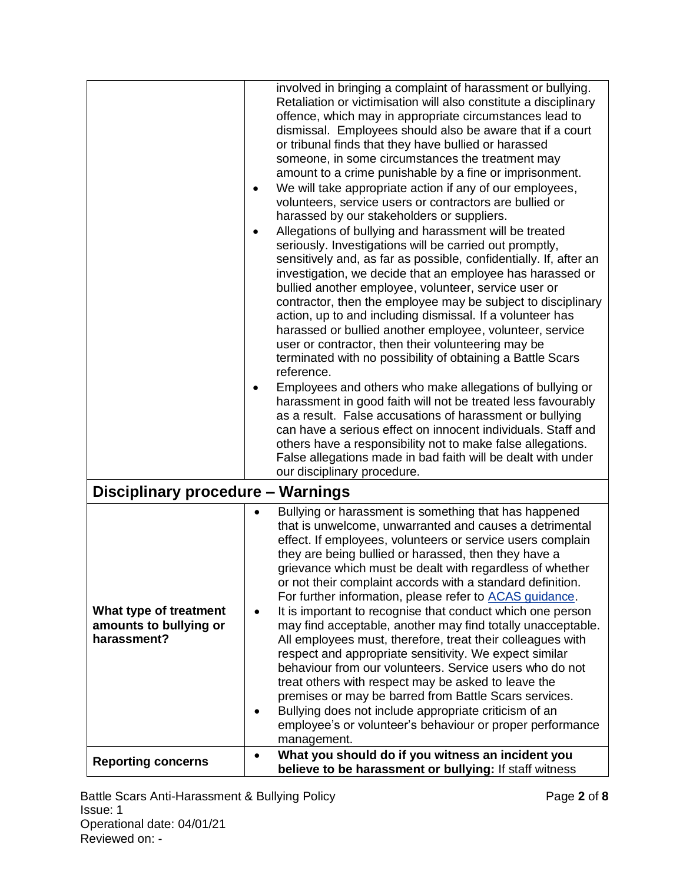| | |
|---|---|
| | involved in bringing a complaint of harassment or bullying. Retaliation or victimisation will also constitute a disciplinary offence, which may in appropriate circumstances lead to dismissal. Employees should also be aware that if a court or tribunal finds that they have bullied or harassed someone, in some circumstances the treatment may amount to a crime punishable by a fine or imprisonment.<br>• We will take appropriate action if any of our employees, volunteers, service users or contractors are bullied or harassed by our stakeholders or suppliers.<br>• Allegations of bullying and harassment will be treated seriously. Investigations will be carried out promptly, sensitively and, as far as possible, confidentially. If, after an investigation, we decide that an employee has harassed or bullied another employee, volunteer, service user or contractor, then the employee may be subject to disciplinary action, up to and including dismissal. If a volunteer has harassed or bullied another employee, volunteer, service user or contractor, then their volunteering may be terminated with no possibility of obtaining a Battle Scars reference.<br>• Employees and others who make allegations of bullying or harassment in good faith will not be treated less favourably as a result. False accusations of harassment or bullying can have a serious effect on innocent individuals. Staff and others have a responsibility not to make false allegations. False allegations made in bad faith will be dealt with under our disciplinary procedure. |
| **Disciplinary procedure – Warnings** | |
| **What type of treatment amounts to bullying or harassment?** | • Bullying or harassment is something that has happened that is unwelcome, unwarranted and causes a detrimental effect. If employees, volunteers or service users complain they are being bullied or harassed, then they have a grievance which must be dealt with regardless of whether or not their complaint accords with a standard definition. For further information, please refer to ACAS guidance.<br>• It is important to recognise that conduct which one person may find acceptable, another may find totally unacceptable. All employees must, therefore, treat their colleagues with respect and appropriate sensitivity. We expect similar behaviour from our volunteers. Service users who do not treat others with respect may be asked to leave the premises or may be barred from Battle Scars services.<br>• Bullying does not include appropriate criticism of an employee's or volunteer's behaviour or proper performance management. |
| **Reporting concerns** | • **What you should do if you witness an incident you believe to be harassment or bullying:** If staff witness |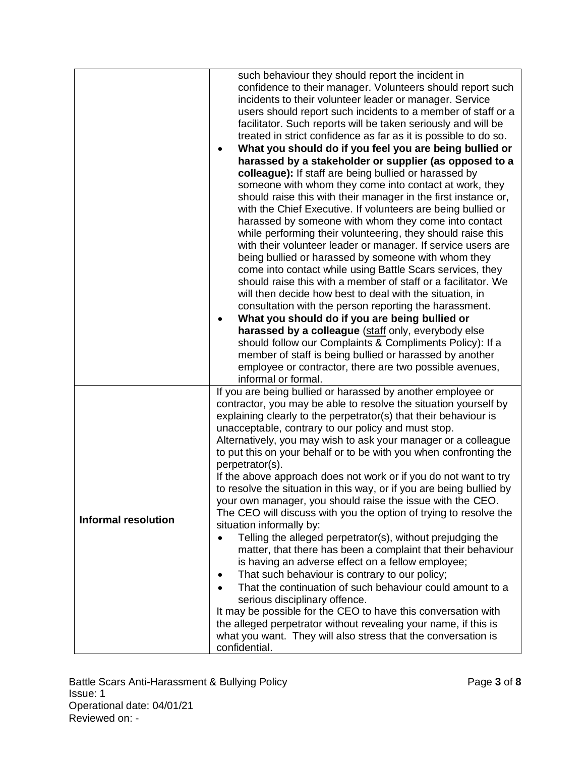| | |
|---|---|
| | such behaviour they should report the incident in confidence to their manager. Volunteers should report such incidents to their volunteer leader or manager. Service users should report such incidents to a member of staff or a facilitator. Such reports will be taken seriously and will be treated in strict confidence as far as it is possible to do so.<br>• **What you should do if you feel you are being bullied or harassed by a stakeholder or supplier (as opposed to a colleague):** If staff are being bullied or harassed by someone with whom they come into contact at work, they should raise this with their manager in the first instance or, with the Chief Executive. If volunteers are being bullied or harassed by someone with whom they come into contact while performing their volunteering, they should raise this with their volunteer leader or manager. If service users are being bullied or harassed by someone with whom they come into contact while using Battle Scars services, they should raise this with a member of staff or a facilitator. We will then decide how best to deal with the situation, in consultation with the person reporting the harassment.<br>• **What you should do if you are being bullied or harassed by a colleague** (staff only, everybody else should follow our Complaints & Compliments Policy): If a member of staff is being bullied or harassed by another employee or contractor, there are two possible avenues, informal or formal. |
| **Informal resolution** | If you are being bullied or harassed by another employee or contractor, you may be able to resolve the situation yourself by explaining clearly to the perpetrator(s) that their behaviour is unacceptable, contrary to our policy and must stop.<br>Alternatively, you may wish to ask your manager or a colleague to put this on your behalf or to be with you when confronting the perpetrator(s).<br>If the above approach does not work or if you do not want to try to resolve the situation in this way, or if you are being bullied by your own manager, you should raise the issue with the CEO. The CEO will discuss with you the option of trying to resolve the situation informally by:<br>• Telling the alleged perpetrator(s), without prejudging the matter, that there has been a complaint that their behaviour is having an adverse effect on a fellow employee;<br>• That such behaviour is contrary to our policy;<br>• That the continuation of such behaviour could amount to a serious disciplinary offence.<br>It may be possible for the CEO to have this conversation with the alleged perpetrator without revealing your name, if this is what you want. They will also stress that the conversation is confidential. |

Battle Scars Anti-Harassment & Bullying Policy
Issue: 1
Operational date: 04/01/21
Reviewed on: -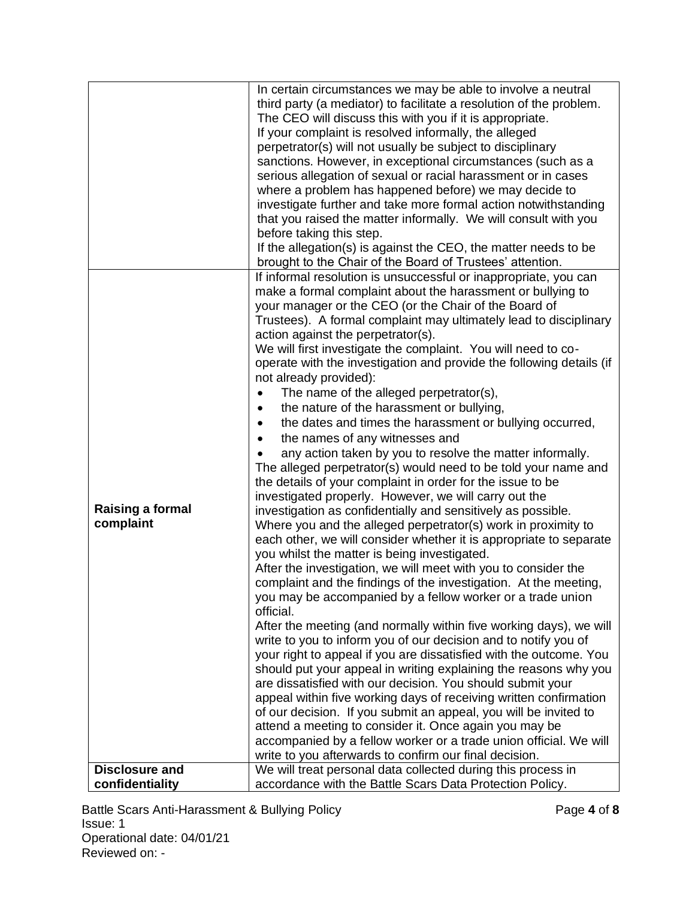| | |
|---|---|
| | In certain circumstances we may be able to involve a neutral third party (a mediator) to facilitate a resolution of the problem. The CEO will discuss this with you if it is appropriate.<br>If your complaint is resolved informally, the alleged perpetrator(s) will not usually be subject to disciplinary sanctions. However, in exceptional circumstances (such as a serious allegation of sexual or racial harassment or in cases where a problem has happened before) we may decide to investigate further and take more formal action notwithstanding that you raised the matter informally. We will consult with you before taking this step.<br>If the allegation(s) is against the CEO, the matter needs to be brought to the Chair of the Board of Trustees' attention. |
| **Raising a formal complaint** | If informal resolution is unsuccessful or inappropriate, you can make a formal complaint about the harassment or bullying to your manager or the CEO (or the Chair of the Board of Trustees). A formal complaint may ultimately lead to disciplinary action against the perpetrator(s).<br>We will first investigate the complaint. You will need to co-operate with the investigation and provide the following details (if not already provided):<br>• The name of the alleged perpetrator(s),<br>• the nature of the harassment or bullying,<br>• the dates and times the harassment or bullying occurred,<br>• the names of any witnesses and<br>• any action taken by you to resolve the matter informally.<br>The alleged perpetrator(s) would need to be told your name and the details of your complaint in order for the issue to be investigated properly. However, we will carry out the investigation as confidentially and sensitively as possible.<br>Where you and the alleged perpetrator(s) work in proximity to each other, we will consider whether it is appropriate to separate you whilst the matter is being investigated.<br>After the investigation, we will meet with you to consider the complaint and the findings of the investigation. At the meeting, you may be accompanied by a fellow worker or a trade union official.<br>After the meeting (and normally within five working days), we will write to you to inform you of our decision and to notify you of your right to appeal if you are dissatisfied with the outcome. You should put your appeal in writing explaining the reasons why you are dissatisfied with our decision. You should submit your appeal within five working days of receiving written confirmation of our decision. If you submit an appeal, you will be invited to attend a meeting to consider it. Once again you may be accompanied by a fellow worker or a trade union official. We will write to you afterwards to confirm our final decision. |
| **Disclosure and confidentiality** | We will treat personal data collected during this process in accordance with the Battle Scars Data Protection Policy. |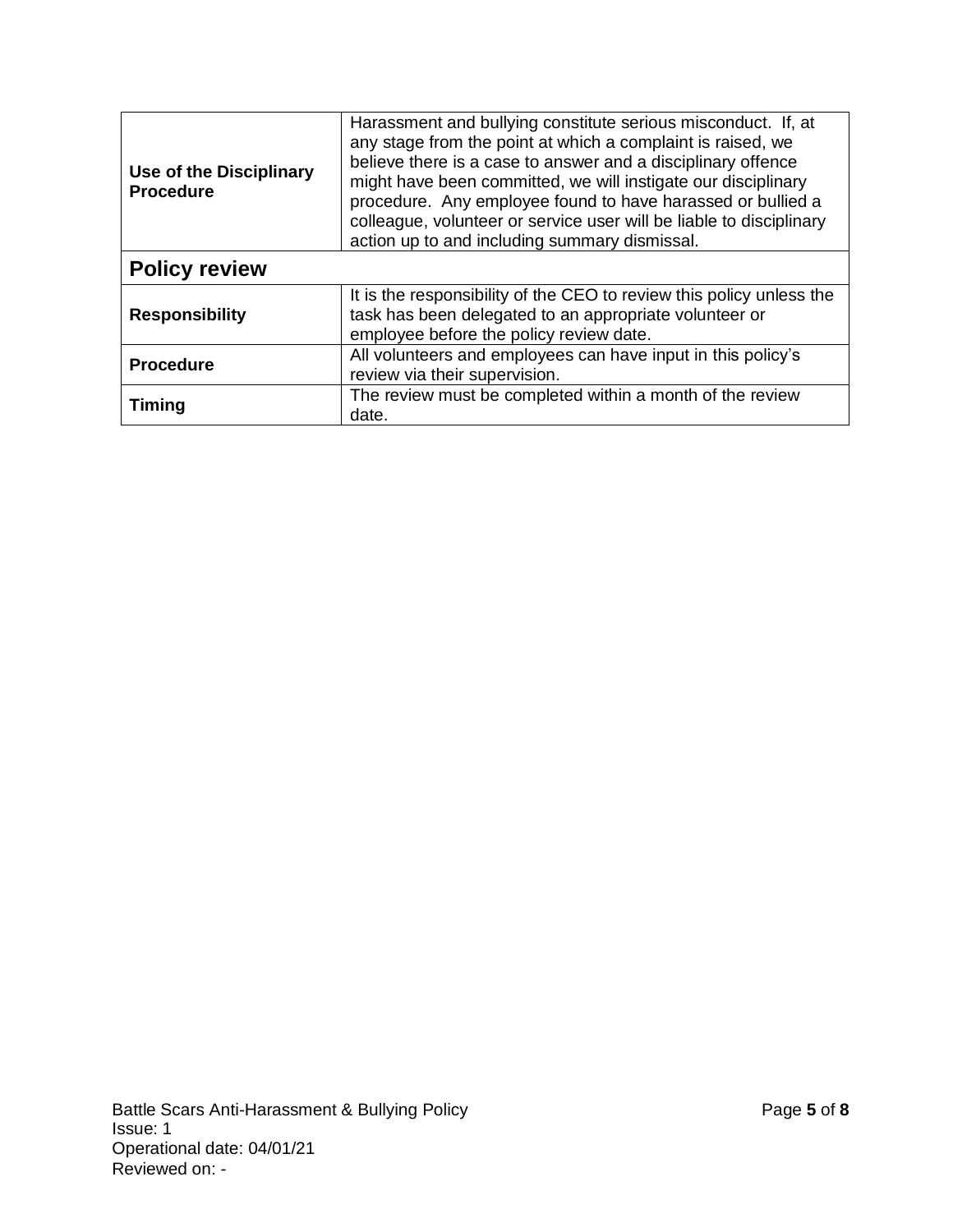| | |
|---|---|
| **Use of the Disciplinary Procedure** | Harassment and bullying constitute serious misconduct. If, at any stage from the point at which a complaint is raised, we believe there is a case to answer and a disciplinary offence might have been committed, we will instigate our disciplinary procedure. Any employee found to have harassed or bullied a colleague, volunteer or service user will be liable to disciplinary action up to and including summary dismissal. |

## Policy review

| | |
|---|---|
| **Responsibility** | It is the responsibility of the CEO to review this policy unless the task has been delegated to an appropriate volunteer or employee before the policy review date. |
| **Procedure** | All volunteers and employees can have input in this policy's review via their supervision. |
| **Timing** | The review must be completed within a month of the review date. |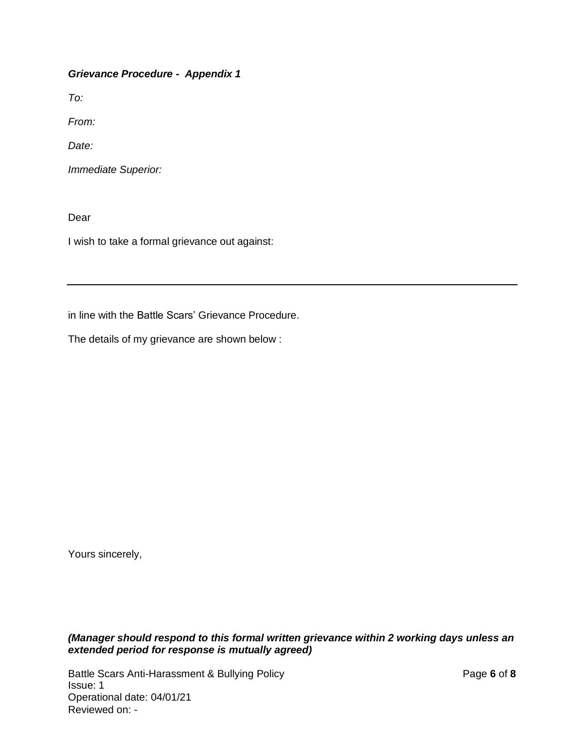***Grievance Procedure - Appendix 1***

*To:*

*From:*

*Date:*

*Immediate Superior:*

Dear

I wish to take a formal grievance out against:

---

in line with the Battle Scars' Grievance Procedure.

The details of my grievance are shown below :

Yours sincerely,

***(Manager should respond to this formal written grievance within 2 working days unless an extended period for response is mutually agreed)***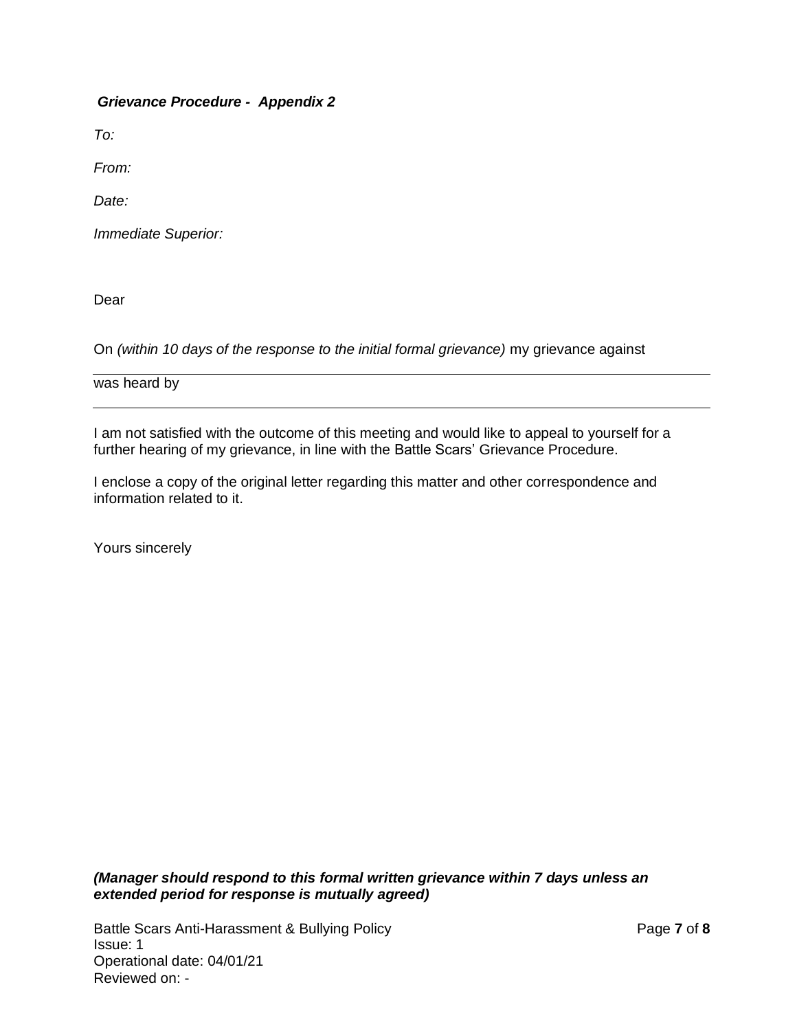***Grievance Procedure - Appendix 2***

*To:*

*From:*

*Date:*

*Immediate Superior:*

Dear

On *(within 10 days of the response to the initial formal grievance)* my grievance against

---

was heard by

---

I am not satisfied with the outcome of this meeting and would like to appeal to yourself for a further hearing of my grievance, in line with the Battle Scars' Grievance Procedure.

I enclose a copy of the original letter regarding this matter and other correspondence and information related to it.

Yours sincerely

***(Manager should respond to this formal written grievance within 7 days unless an extended period for response is mutually agreed)***

Battle Scars Anti-Harassment & Bullying Policy
Issue: 1
Operational date: 04/01/21
Reviewed on: -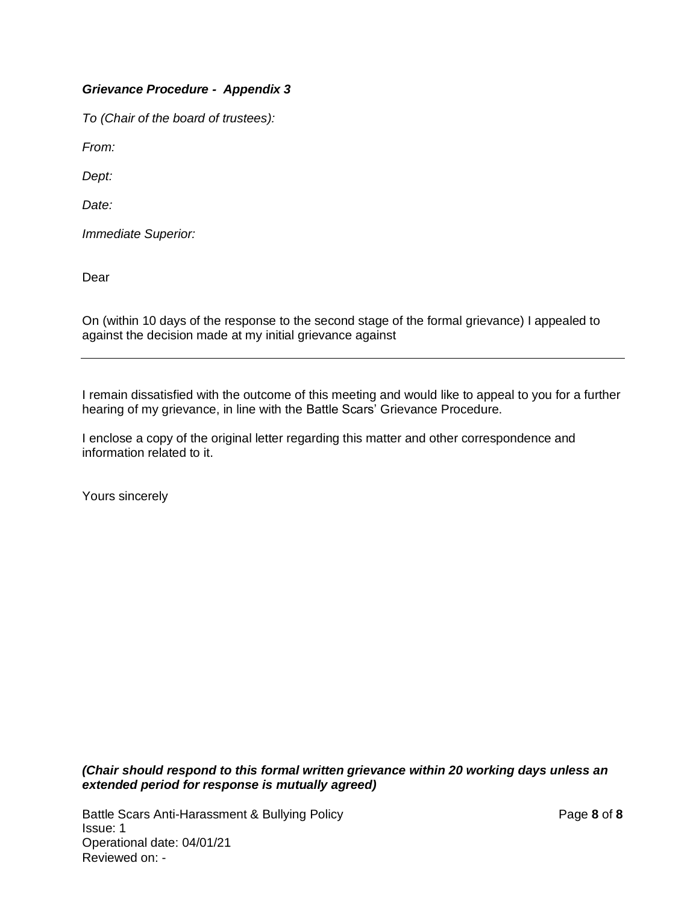***Grievance Procedure - Appendix 3***

*To (Chair of the board of trustees):*

*From:*

*Dept:*

*Date:*

*Immediate Superior:*

Dear

On (within 10 days of the response to the second stage of the formal grievance) I appealed to against the decision made at my initial grievance against

---

I remain dissatisfied with the outcome of this meeting and would like to appeal to you for a further hearing of my grievance, in line with the Battle Scars' Grievance Procedure.

I enclose a copy of the original letter regarding this matter and other correspondence and information related to it.

Yours sincerely

***(Chair should respond to this formal written grievance within 20 working days unless an extended period for response is mutually agreed)***